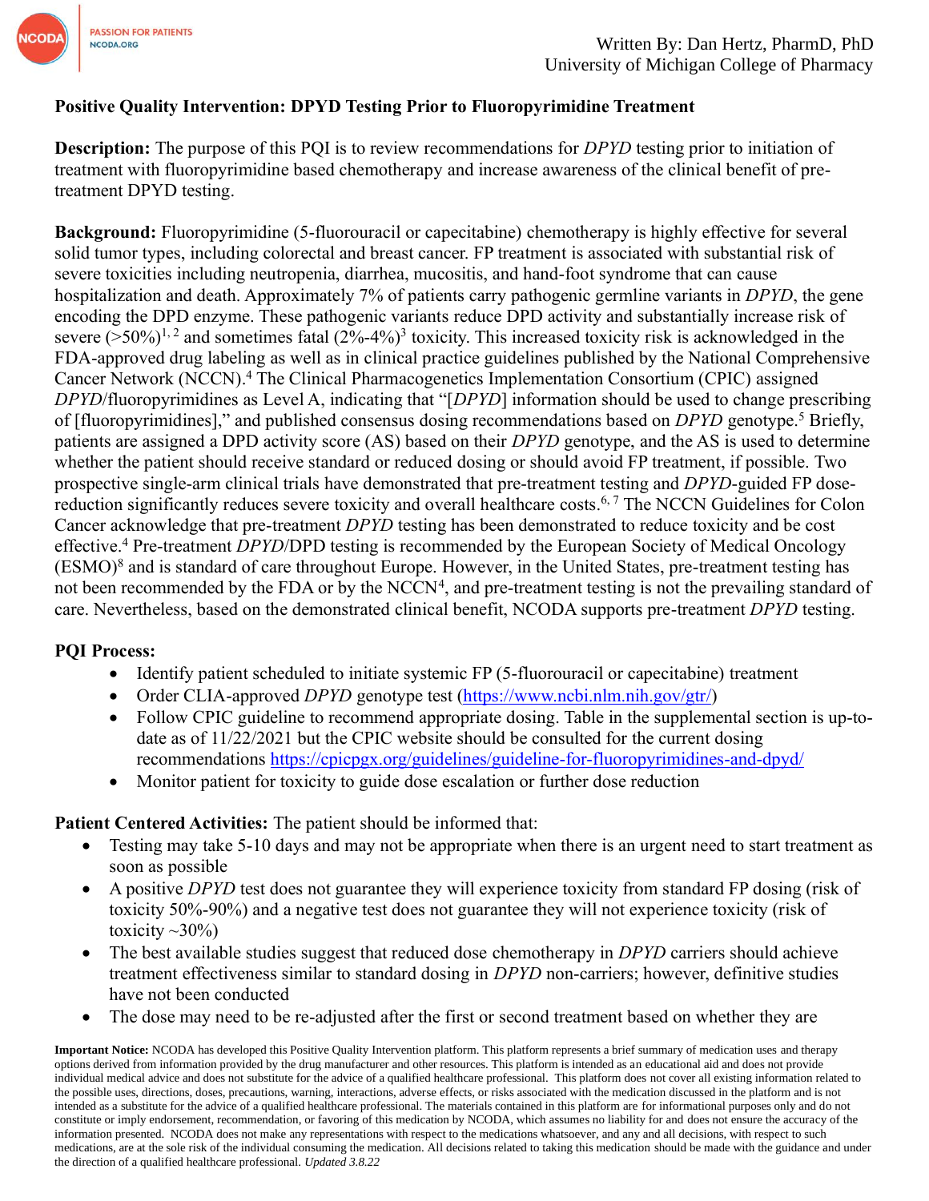Written By: Dan Hertz, PharmD, PhD
University of Michigan College of Pharmacy

## Positive Quality Intervention: DPYD Testing Prior to Fluoropyrimidine Treatment

**Description:** The purpose of this PQI is to review recommendations for *DPYD* testing prior to initiation of treatment with fluoropyrimidine based chemotherapy and increase awareness of the clinical benefit of pre-treatment DPYD testing.

**Background:** Fluoropyrimidine (5-fluorouracil or capecitabine) chemotherapy is highly effective for several solid tumor types, including colorectal and breast cancer. FP treatment is associated with substantial risk of severe toxicities including neutropenia, diarrhea, mucositis, and hand-foot syndrome that can cause hospitalization and death. Approximately 7% of patients carry pathogenic germline variants in *DPYD*, the gene encoding the DPD enzyme. These pathogenic variants reduce DPD activity and substantially increase risk of severe (>50%)[1, 2] and sometimes fatal (2%-4%)[3] toxicity. This increased toxicity risk is acknowledged in the FDA-approved drug labeling as well as in clinical practice guidelines published by the National Comprehensive Cancer Network (NCCN).[4] The Clinical Pharmacogenetics Implementation Consortium (CPIC) assigned *DPYD*/fluoropyrimidines as Level A, indicating that "[*DPYD*] information should be used to change prescribing of [fluoropyrimidines]," and published consensus dosing recommendations based on *DPYD* genotype.[5] Briefly, patients are assigned a DPD activity score (AS) based on their *DPYD* genotype, and the AS is used to determine whether the patient should receive standard or reduced dosing or should avoid FP treatment, if possible. Two prospective single-arm clinical trials have demonstrated that pre-treatment testing and *DPYD*-guided FP dose-reduction significantly reduces severe toxicity and overall healthcare costs.[6, 7] The NCCN Guidelines for Colon Cancer acknowledge that pre-treatment *DPYD* testing has been demonstrated to reduce toxicity and be cost effective.[4] Pre-treatment *DPYD*/DPD testing is recommended by the European Society of Medical Oncology (ESMO)[8] and is standard of care throughout Europe. However, in the United States, pre-treatment testing has not been recommended by the FDA or by the NCCN[4], and pre-treatment testing is not the prevailing standard of care. Nevertheless, based on the demonstrated clinical benefit, NCODA supports pre-treatment *DPYD* testing.

**PQI Process:**

- Identify patient scheduled to initiate systemic FP (5-fluorouracil or capecitabine) treatment
- Order CLIA-approved *DPYD* genotype test (https://www.ncbi.nlm.nih.gov/gtr/)
- Follow CPIC guideline to recommend appropriate dosing. Table in the supplemental section is up-to-date as of 11/22/2021 but the CPIC website should be consulted for the current dosing recommendations https://cpicpgx.org/guidelines/guideline-for-fluoropyrimidines-and-dpyd/
- Monitor patient for toxicity to guide dose escalation or further dose reduction

**Patient Centered Activities:** The patient should be informed that:

- Testing may take 5-10 days and may not be appropriate when there is an urgent need to start treatment as soon as possible
- A positive *DPYD* test does not guarantee they will experience toxicity from standard FP dosing (risk of toxicity 50%-90%) and a negative test does not guarantee they will not experience toxicity (risk of toxicity ~30%)
- The best available studies suggest that reduced dose chemotherapy in *DPYD* carriers should achieve treatment effectiveness similar to standard dosing in *DPYD* non-carriers; however, definitive studies have not been conducted
- The dose may need to be re-adjusted after the first or second treatment based on whether they are

**Important Notice:** NCODA has developed this Positive Quality Intervention platform. This platform represents a brief summary of medication uses and therapy options derived from information provided by the drug manufacturer and other resources. This platform is intended as an educational aid and does not provide individual medical advice and does not substitute for the advice of a qualified healthcare professional. This platform does not cover all existing information related to the possible uses, directions, doses, precautions, warning, interactions, adverse effects, or risks associated with the medication discussed in the platform and is not intended as a substitute for the advice of a qualified healthcare professional. The materials contained in this platform are for informational purposes only and do not constitute or imply endorsement, recommendation, or favoring of this medication by NCODA, which assumes no liability for and does not ensure the accuracy of the information presented. NCODA does not make any representations with respect to the medications whatsoever, and any and all decisions, with respect to such medications, are at the sole risk of the individual consuming the medication. All decisions related to taking this medication should be made with the guidance and under the direction of a qualified healthcare professional. *Updated 3.8.22*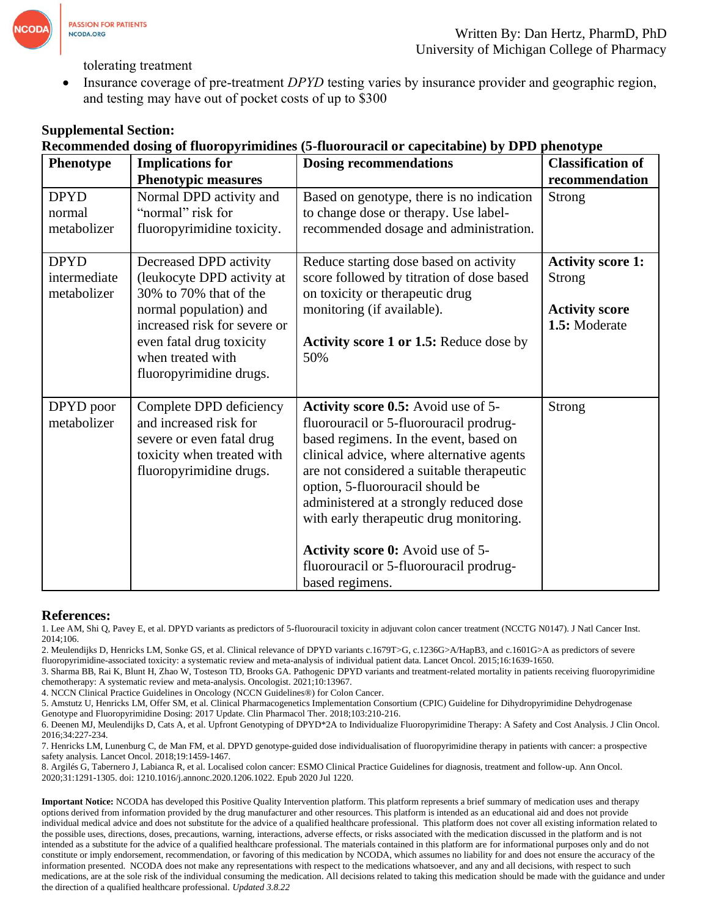tolerating treatment

- Insurance coverage of pre-treatment *DPYD* testing varies by insurance provider and geographic region, and testing may have out of pocket costs of up to $300

**Supplemental Section:**

**Recommended dosing of fluoropyrimidines (5-fluorouracil or capecitabine) by DPD phenotype**

| Phenotype | Implications for Phenotypic measures | Dosing recommendations | Classification of recommendation |
|---|---|---|---|
| DPYD normal metabolizer | Normal DPD activity and "normal" risk for fluoropyrimidine toxicity. | Based on genotype, there is no indication to change dose or therapy. Use label-recommended dosage and administration. | Strong |
| DPYD intermediate metabolizer | Decreased DPD activity (leukocyte DPD activity at 30% to 70% that of the normal population) and increased risk for severe or even fatal drug toxicity when treated with fluoropyrimidine drugs. | Reduce starting dose based on activity score followed by titration of dose based on toxicity or therapeutic drug monitoring (if available).<br><br>**Activity score 1 or 1.5:** Reduce dose by 50% | **Activity score 1:** Strong<br><br>**Activity score 1.5:** Moderate |
| DPYD poor metabolizer | Complete DPD deficiency and increased risk for severe or even fatal drug toxicity when treated with fluoropyrimidine drugs. | **Activity score 0.5:** Avoid use of 5-fluorouracil or 5-fluorouracil prodrug-based regimens. In the event, based on clinical advice, where alternative agents are not considered a suitable therapeutic option, 5-fluorouracil should be administered at a strongly reduced dose with early therapeutic drug monitoring.<br><br>**Activity score 0:** Avoid use of 5-fluorouracil or 5-fluorouracil prodrug-based regimens. | Strong |

## References:

1. Lee AM, Shi Q, Pavey E, et al. DPYD variants as predictors of 5-fluorouracil toxicity in adjuvant colon cancer treatment (NCCTG N0147). J Natl Cancer Inst. 2014;106.
2. Meulendijks D, Henricks LM, Sonke GS, et al. Clinical relevance of DPYD variants c.1679T>G, c.1236G>A/HapB3, and c.1601G>A as predictors of severe fluoropyrimidine-associated toxicity: a systematic review and meta-analysis of individual patient data. Lancet Oncol. 2015;16:1639-1650.
3. Sharma BB, Rai K, Blunt H, Zhao W, Tosteson TD, Brooks GA. Pathogenic DPYD variants and treatment-related mortality in patients receiving fluoropyrimidine chemotherapy: A systematic review and meta-analysis. Oncologist. 2021;10:13967.
4. NCCN Clinical Practice Guidelines in Oncology (NCCN Guidelines®) for Colon Cancer.
5. Amstutz U, Henricks LM, Offer SM, et al. Clinical Pharmacogenetics Implementation Consortium (CPIC) Guideline for Dihydropyrimidine Dehydrogenase Genotype and Fluoropyrimidine Dosing: 2017 Update. Clin Pharmacol Ther. 2018;103:210-216.
6. Deenen MJ, Meulendijks D, Cats A, et al. Upfront Genotyping of DPYD*2A to Individualize Fluoropyrimidine Therapy: A Safety and Cost Analysis. J Clin Oncol. 2016;34:227-234.
7. Henricks LM, Lunenburg C, de Man FM, et al. DPYD genotype-guided dose individualisation of fluoropyrimidine therapy in patients with cancer: a prospective safety analysis. Lancet Oncol. 2018;19:1459-1467.
8. Argilés G, Tabernero J, Labianca R, et al. Localised colon cancer: ESMO Clinical Practice Guidelines for diagnosis, treatment and follow-up. Ann Oncol. 2020;31:1291-1305. doi: 1210.1016/j.annonc.2020.1206.1022. Epub 2020 Jul 1220.

**Important Notice:** NCODA has developed this Positive Quality Intervention platform. This platform represents a brief summary of medication uses and therapy options derived from information provided by the drug manufacturer and other resources. This platform is intended as an educational aid and does not provide individual medical advice and does not substitute for the advice of a qualified healthcare professional. This platform does not cover all existing information related to the possible uses, directions, doses, precautions, warning, interactions, adverse effects, or risks associated with the medication discussed in the platform and is not intended as a substitute for the advice of a qualified healthcare professional. The materials contained in this platform are for informational purposes only and do not constitute or imply endorsement, recommendation, or favoring of this medication by NCODA, which assumes no liability for and does not ensure the accuracy of the information presented. NCODA does not make any representations with respect to the medications whatsoever, and any and all decisions, with respect to such medications, are at the sole risk of the individual consuming the medication. All decisions related to taking this medication should be made with the guidance and under the direction of a qualified healthcare professional. *Updated 3.8.22*